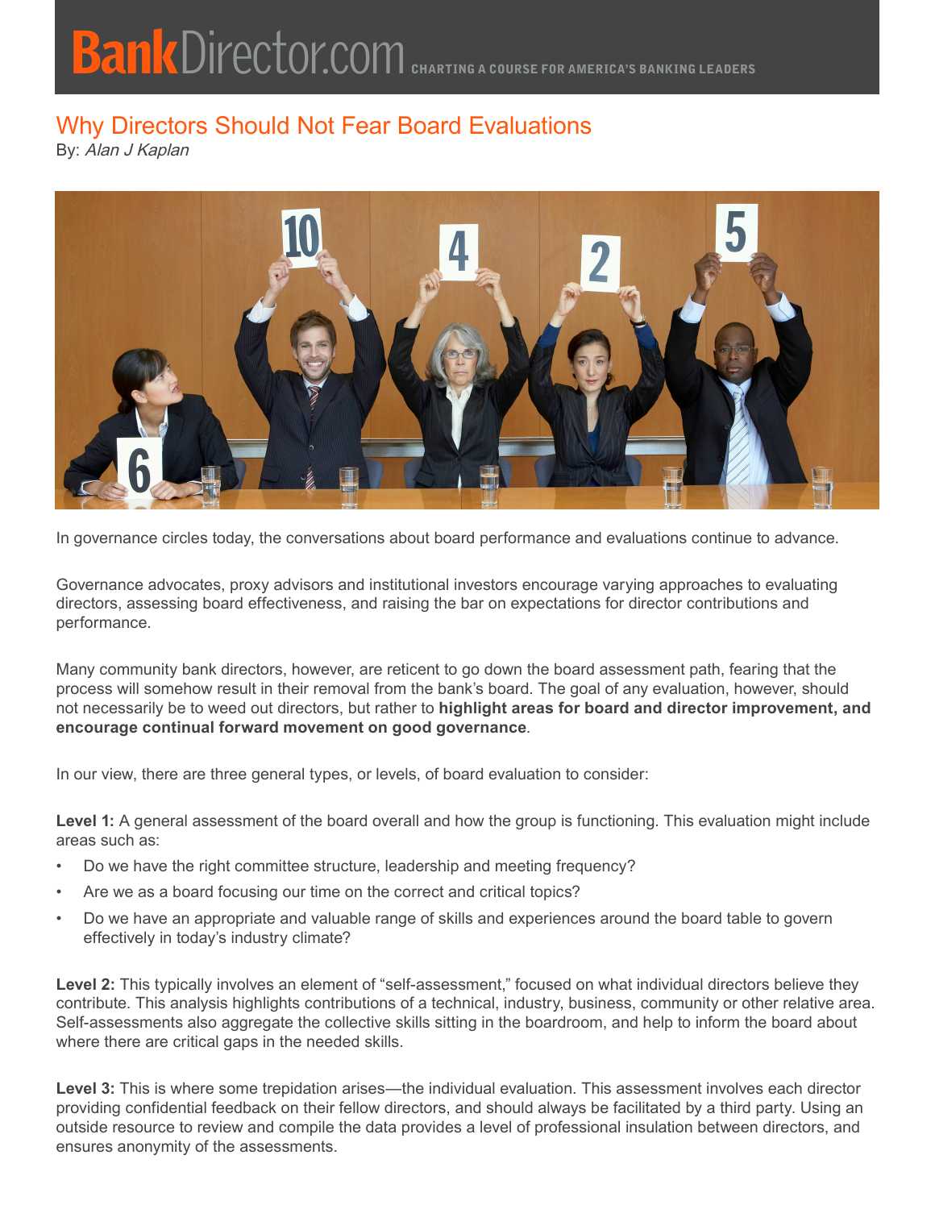BankDirector.com CHARTING A COURSE FOR AMERICA'S BANKING LEADERS

# Why Directors Should Not Fear Board Evaluations

By: *Alan J Kaplan*

In governance circles today, the conversations about board performance and evaluations continue to advance.

Governance advocates, proxy advisors and institutional investors encourage varying approaches to evaluating directors, assessing board effectiveness, and raising the bar on expectations for director contributions and performance.

Many community bank directors, however, are reticent to go down the board assessment path, fearing that the process will somehow result in their removal from the bank's board. The goal of any evaluation, however, should not necessarily be to weed out directors, but rather to **highlight areas for board and director improvement, and encourage continual forward movement on good governance**.

In our view, there are three general types, or levels, of board evaluation to consider:

**Level 1:** A general assessment of the board overall and how the group is functioning. This evaluation might include areas such as:

- Do we have the right committee structure, leadership and meeting frequency?
- Are we as a board focusing our time on the correct and critical topics?
- Do we have an appropriate and valuable range of skills and experiences around the board table to govern effectively in today's industry climate?

**Level 2:** This typically involves an element of "self-assessment," focused on what individual directors believe they contribute. This analysis highlights contributions of a technical, industry, business, community or other relative area. Self-assessments also aggregate the collective skills sitting in the boardroom, and help to inform the board about where there are critical gaps in the needed skills.

**Level 3:** This is where some trepidation arises—the individual evaluation. This assessment involves each director providing confidential feedback on their fellow directors, and should always be facilitated by a third party. Using an outside resource to review and compile the data provides a level of professional insulation between directors, and ensures anonymity of the assessments.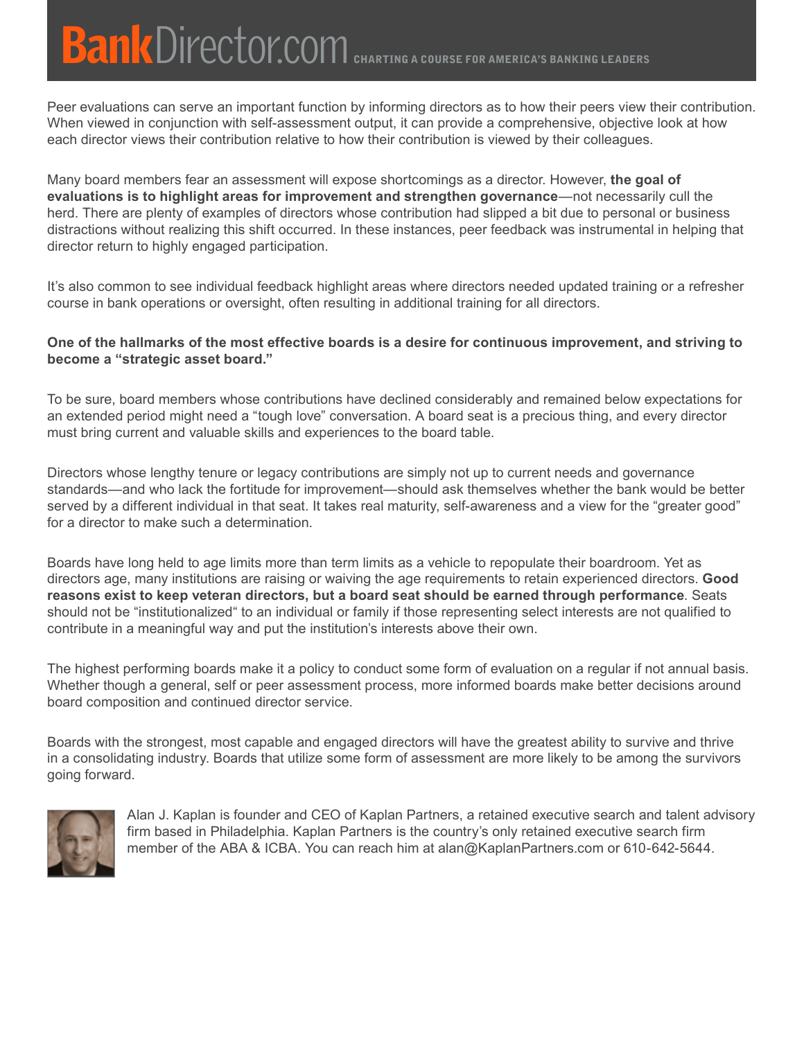Peer evaluations can serve an important function by informing directors as to how their peers view their contribution. When viewed in conjunction with self-assessment output, it can provide a comprehensive, objective look at how each director views their contribution relative to how their contribution is viewed by their colleagues.

Many board members fear an assessment will expose shortcomings as a director. However, **the goal of evaluations is to highlight areas for improvement and strengthen governance**—not necessarily cull the herd. There are plenty of examples of directors whose contribution had slipped a bit due to personal or business distractions without realizing this shift occurred. In these instances, peer feedback was instrumental in helping that director return to highly engaged participation.

It's also common to see individual feedback highlight areas where directors needed updated training or a refresher course in bank operations or oversight, often resulting in additional training for all directors.

**One of the hallmarks of the most effective boards is a desire for continuous improvement, and striving to become a "strategic asset board."**

To be sure, board members whose contributions have declined considerably and remained below expectations for an extended period might need a "tough love" conversation. A board seat is a precious thing, and every director must bring current and valuable skills and experiences to the board table.

Directors whose lengthy tenure or legacy contributions are simply not up to current needs and governance standards—and who lack the fortitude for improvement—should ask themselves whether the bank would be better served by a different individual in that seat. It takes real maturity, self-awareness and a view for the "greater good" for a director to make such a determination.

Boards have long held to age limits more than term limits as a vehicle to repopulate their boardroom. Yet as directors age, many institutions are raising or waiving the age requirements to retain experienced directors. **Good reasons exist to keep veteran directors, but a board seat should be earned through performance**. Seats should not be "institutionalized" to an individual or family if those representing select interests are not qualified to contribute in a meaningful way and put the institution's interests above their own.

The highest performing boards make it a policy to conduct some form of evaluation on a regular if not annual basis. Whether though a general, self or peer assessment process, more informed boards make better decisions around board composition and continued director service.

Boards with the strongest, most capable and engaged directors will have the greatest ability to survive and thrive in a consolidating industry. Boards that utilize some form of assessment are more likely to be among the survivors going forward.

Alan J. Kaplan is founder and CEO of Kaplan Partners, a retained executive search and talent advisory firm based in Philadelphia. Kaplan Partners is the country's only retained executive search firm member of the ABA & ICBA. You can reach him at alan@KaplanPartners.com or 610-642-5644.